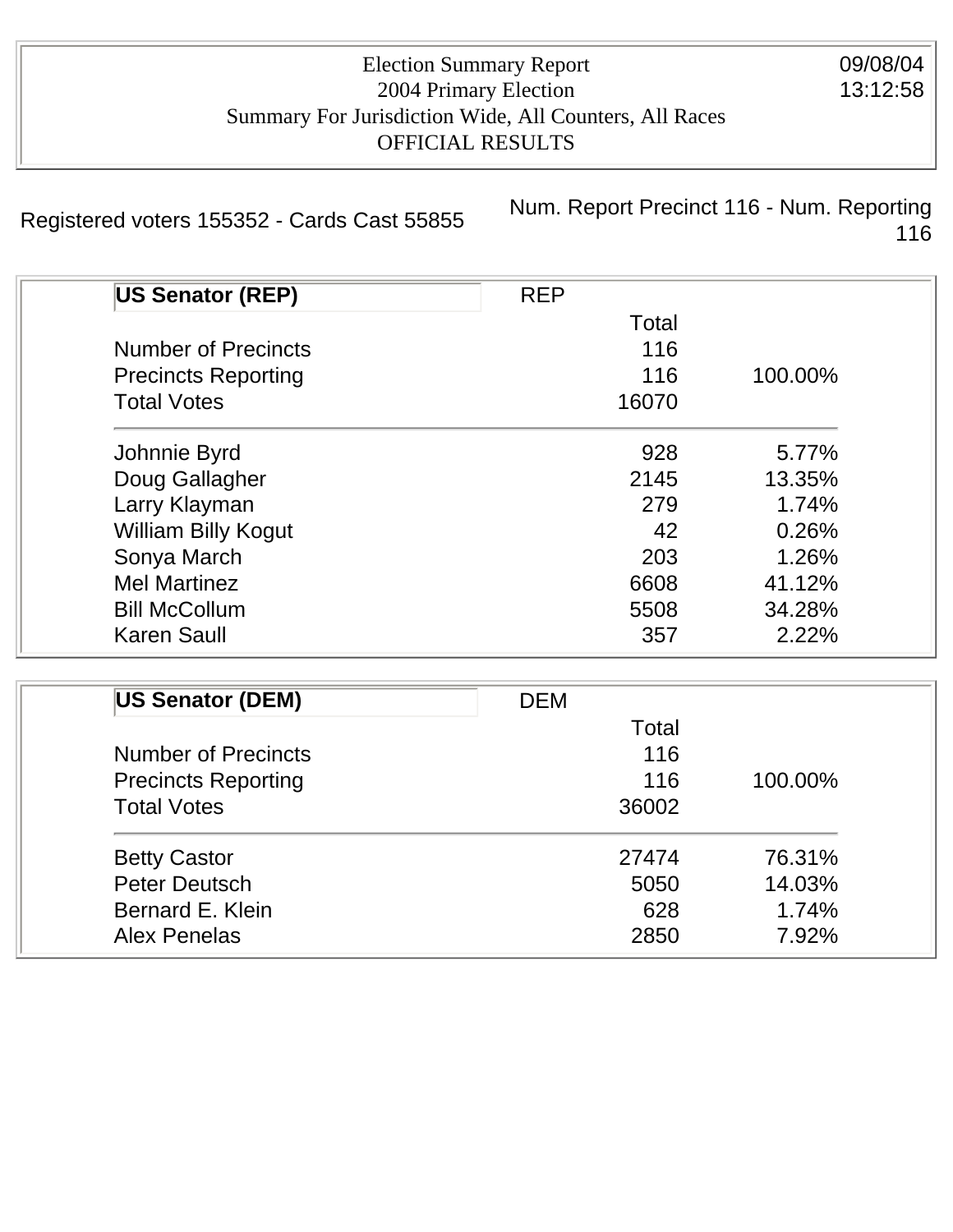Election Summary Report
2004 Primary Election
Summary For Jurisdiction Wide, All Counters, All Races
OFFICIAL RESULTS

09/08/04
13:12:58

Registered voters 155352 - Cards Cast 55855

Num. Report Precinct 116 - Num. Reporting 116

| **US Senator (REP)** | REP | |
|---|---|---|
| | Total | |
| Number of Precincts | 116 | |
| Precincts Reporting | 116 | 100.00% |
| Total Votes | 16070 | |
| Johnnie Byrd | 928 | 5.77% |
| Doug Gallagher | 2145 | 13.35% |
| Larry Klayman | 279 | 1.74% |
| William Billy Kogut | 42 | 0.26% |
| Sonya March | 203 | 1.26% |
| Mel Martinez | 6608 | 41.12% |
| Bill McCollum | 5508 | 34.28% |
| Karen Saull | 357 | 2.22% |

| **US Senator (DEM)** | DEM | |
|---|---|---|
| | Total | |
| Number of Precincts | 116 | |
| Precincts Reporting | 116 | 100.00% |
| Total Votes | 36002 | |
| Betty Castor | 27474 | 76.31% |
| Peter Deutsch | 5050 | 14.03% |
| Bernard E. Klein | 628 | 1.74% |
| Alex Penelas | 2850 | 7.92% |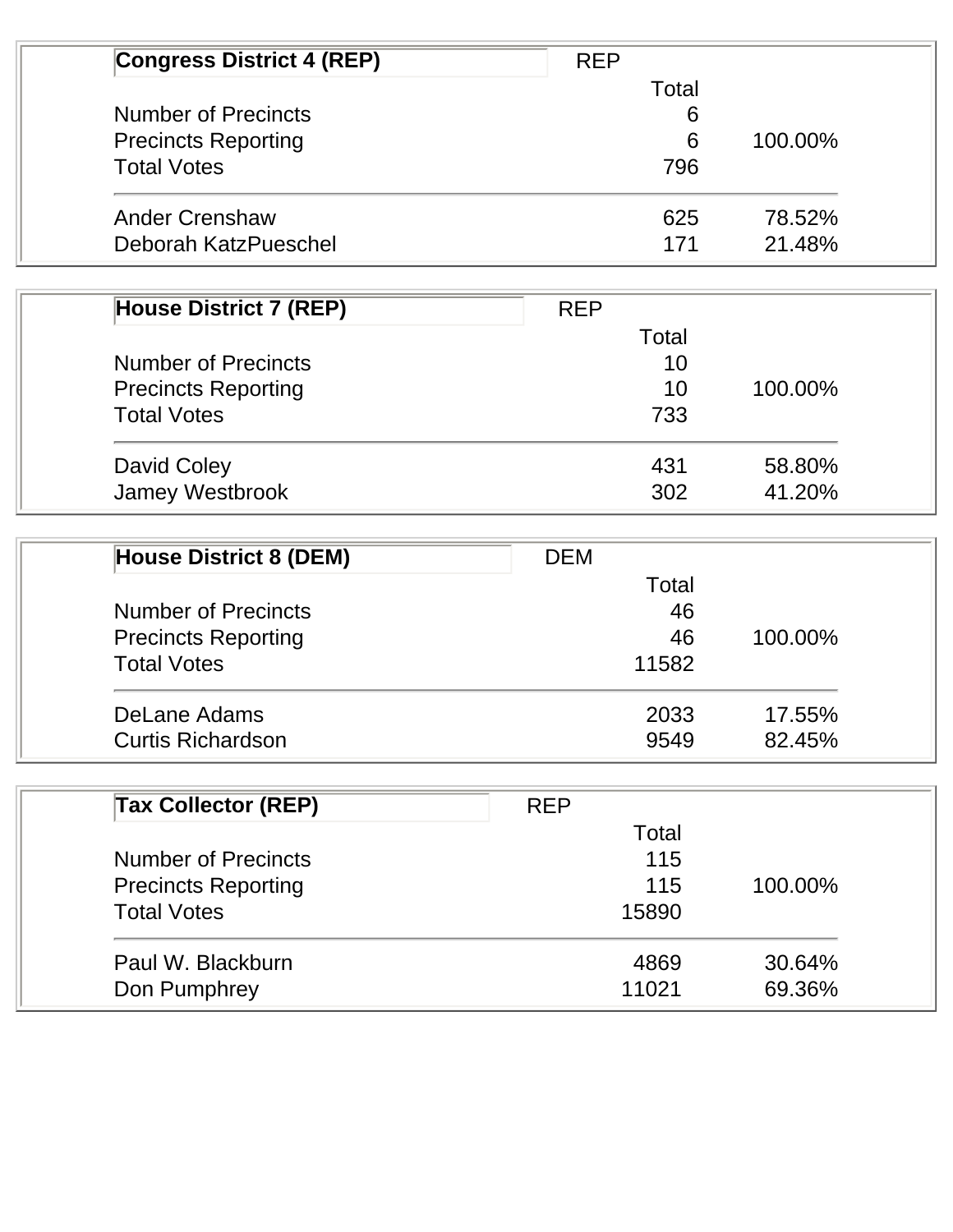| **Congress District 4 (REP)** | REP | |
|---|---|---|
| | Total | |
| Number of Precincts | 6 | |
| Precincts Reporting | 6 | 100.00% |
| Total Votes | 796 | |
| Ander Crenshaw | 625 | 78.52% |
| Deborah KatzPueschel | 171 | 21.48% |

| **House District 7 (REP)** | REP | |
|---|---|---|
| | Total | |
| Number of Precincts | 10 | |
| Precincts Reporting | 10 | 100.00% |
| Total Votes | 733 | |
| David Coley | 431 | 58.80% |
| Jamey Westbrook | 302 | 41.20% |

| **House District 8 (DEM)** | DEM | |
|---|---|---|
| | Total | |
| Number of Precincts | 46 | |
| Precincts Reporting | 46 | 100.00% |
| Total Votes | 11582 | |
| DeLane Adams | 2033 | 17.55% |
| Curtis Richardson | 9549 | 82.45% |

| **Tax Collector (REP)** | REP | |
|---|---|---|
| | Total | |
| Number of Precincts | 115 | |
| Precincts Reporting | 115 | 100.00% |
| Total Votes | 15890 | |
| Paul W. Blackburn | 4869 | 30.64% |
| Don Pumphrey | 11021 | 69.36% |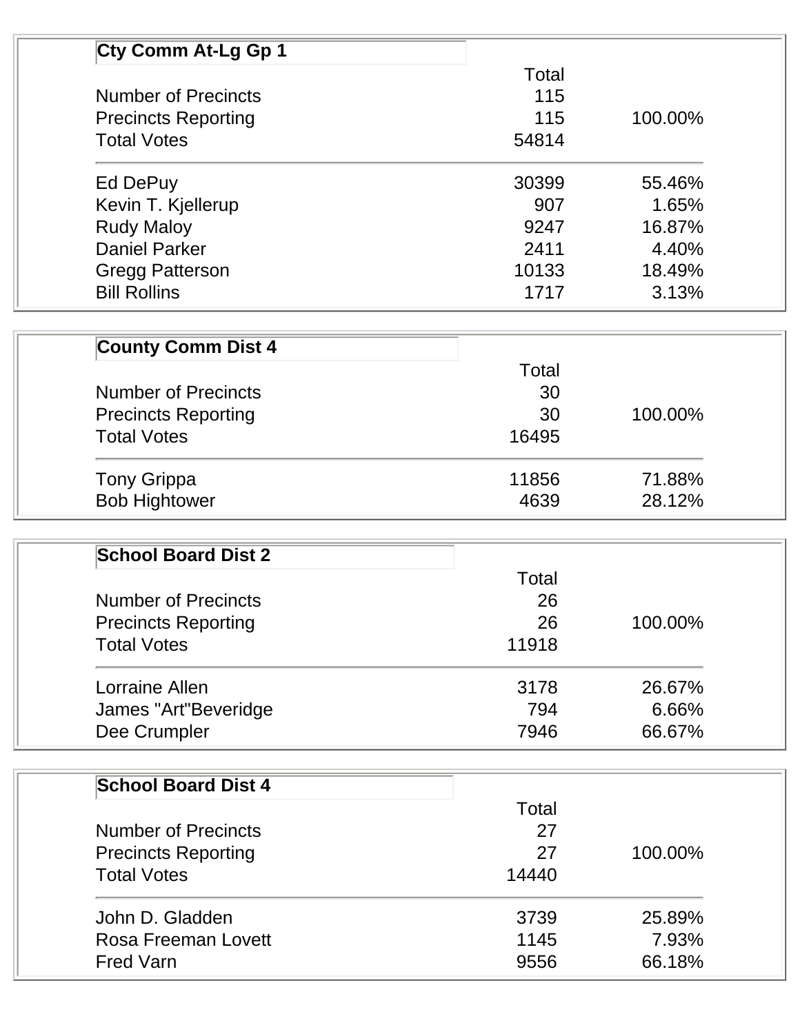## Cty Comm At-Lg Gp 1

| | Total | |
|---|---|---|
| Number of Precincts | 115 | |
| Precincts Reporting | 115 | 100.00% |
| Total Votes | 54814 | |
| Ed DePuy | 30399 | 55.46% |
| Kevin T. Kjellerup | 907 | 1.65% |
| Rudy Maloy | 9247 | 16.87% |
| Daniel Parker | 2411 | 4.40% |
| Gregg Patterson | 10133 | 18.49% |
| Bill Rollins | 1717 | 3.13% |

## County Comm Dist 4

| | Total | |
|---|---|---|
| Number of Precincts | 30 | |
| Precincts Reporting | 30 | 100.00% |
| Total Votes | 16495 | |
| Tony Grippa | 11856 | 71.88% |
| Bob Hightower | 4639 | 28.12% |

## School Board Dist 2

| | Total | |
|---|---|---|
| Number of Precincts | 26 | |
| Precincts Reporting | 26 | 100.00% |
| Total Votes | 11918 | |
| Lorraine Allen | 3178 | 26.67% |
| James "Art"Beveridge | 794 | 6.66% |
| Dee Crumpler | 7946 | 66.67% |

## School Board Dist 4

| | Total | |
|---|---|---|
| Number of Precincts | 27 | |
| Precincts Reporting | 27 | 100.00% |
| Total Votes | 14440 | |
| John D. Gladden | 3739 | 25.89% |
| Rosa Freeman Lovett | 1145 | 7.93% |
| Fred Varn | 9556 | 66.18% |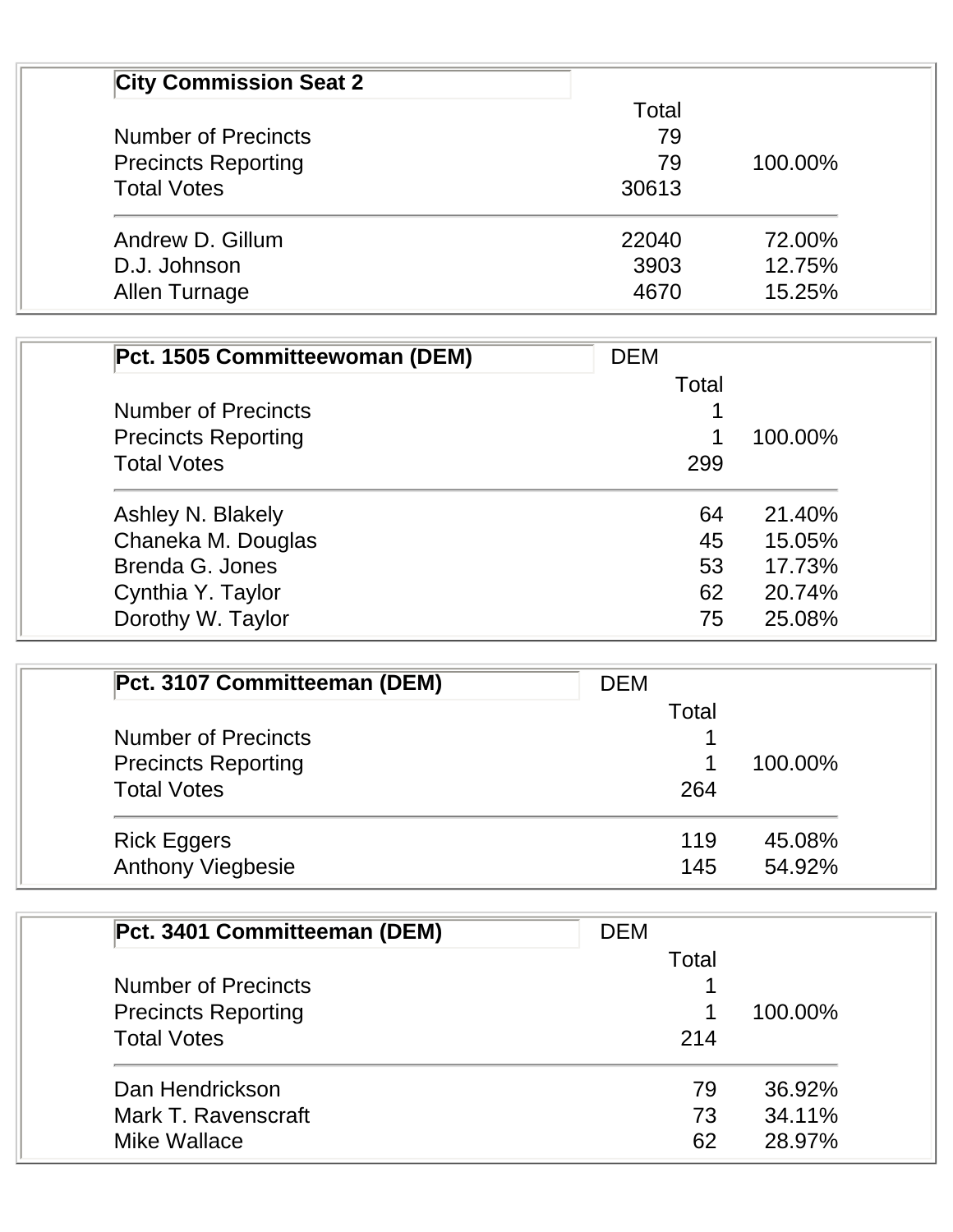| City Commission Seat 2 | | |
| --- | --- | --- |
| | Total | |
| Number of Precincts | 79 | |
| Precincts Reporting | 79 | 100.00% |
| Total Votes | 30613 | |
| Andrew D. Gillum | 22040 | 72.00% |
| D.J. Johnson | 3903 | 12.75% |
| Allen Turnage | 4670 | 15.25% |

| Pct. 1505 Committeewoman (DEM) | DEM | |
| --- | --- | --- |
| | Total | |
| Number of Precincts | 1 | |
| Precincts Reporting | 1 | 100.00% |
| Total Votes | 299 | |
| Ashley N. Blakely | 64 | 21.40% |
| Chaneka M. Douglas | 45 | 15.05% |
| Brenda G. Jones | 53 | 17.73% |
| Cynthia Y. Taylor | 62 | 20.74% |
| Dorothy W. Taylor | 75 | 25.08% |

| Pct. 3107 Committeeman (DEM) | DEM | |
| --- | --- | --- |
| | Total | |
| Number of Precincts | 1 | |
| Precincts Reporting | 1 | 100.00% |
| Total Votes | 264 | |
| Rick Eggers | 119 | 45.08% |
| Anthony Viegbesie | 145 | 54.92% |

| Pct. 3401 Committeeman (DEM) | DEM | |
| --- | --- | --- |
| | Total | |
| Number of Precincts | 1 | |
| Precincts Reporting | 1 | 100.00% |
| Total Votes | 214 | |
| Dan Hendrickson | 79 | 36.92% |
| Mark T. Ravenscraft | 73 | 34.11% |
| Mike Wallace | 62 | 28.97% |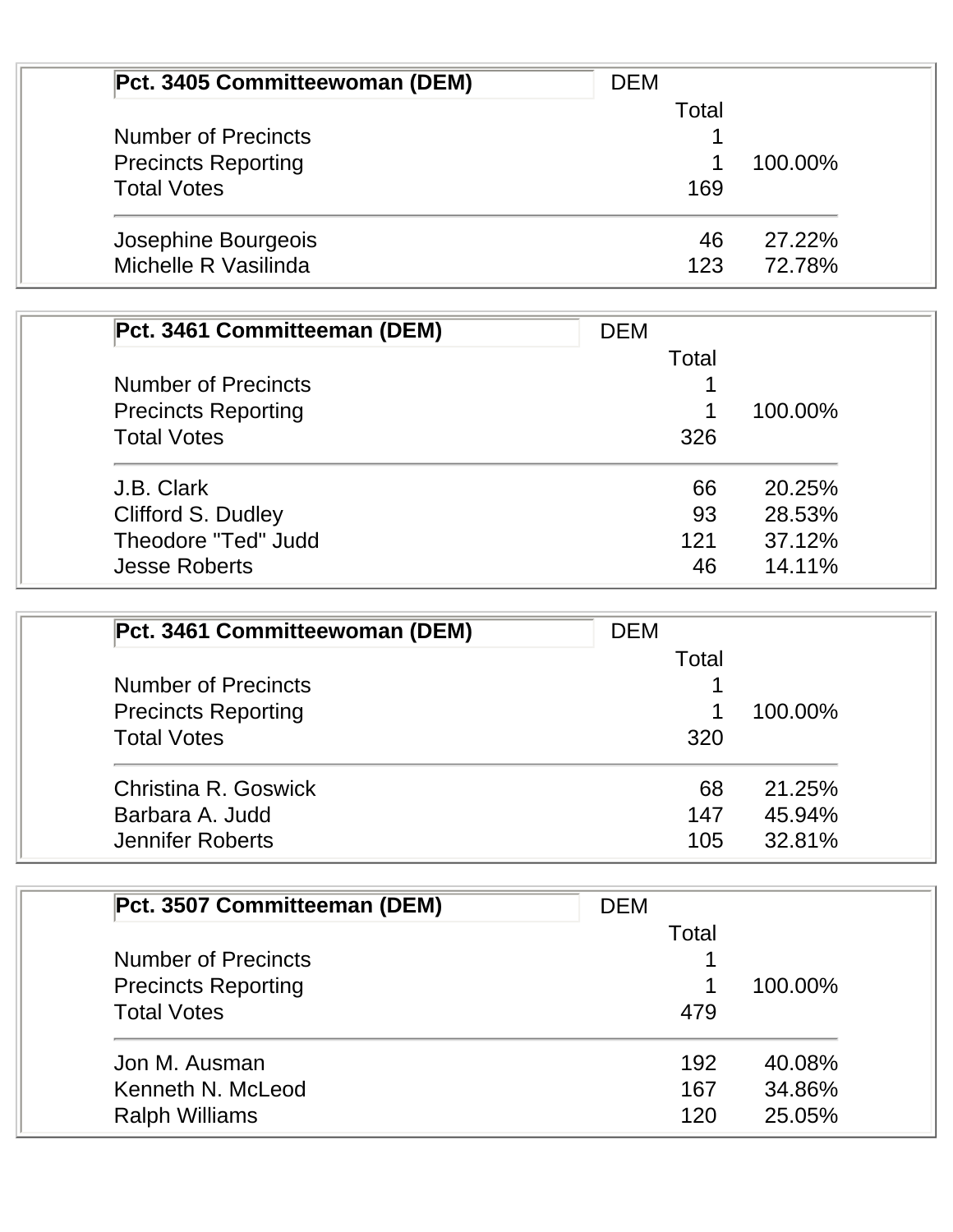| Pct. 3405 Committeewoman (DEM) | DEM | |
|---|---|---|
| | Total | |
| Number of Precincts | 1 | |
| Precincts Reporting | 1 | 100.00% |
| Total Votes | 169 | |
| Josephine Bourgeois | 46 | 27.22% |
| Michelle R Vasilinda | 123 | 72.78% |

| Pct. 3461 Committeeman (DEM) | DEM | |
|---|---|---|
| | Total | |
| Number of Precincts | 1 | |
| Precincts Reporting | 1 | 100.00% |
| Total Votes | 326 | |
| J.B. Clark | 66 | 20.25% |
| Clifford S. Dudley | 93 | 28.53% |
| Theodore "Ted" Judd | 121 | 37.12% |
| Jesse Roberts | 46 | 14.11% |

| Pct. 3461 Committeewoman (DEM) | DEM | |
|---|---|---|
| | Total | |
| Number of Precincts | 1 | |
| Precincts Reporting | 1 | 100.00% |
| Total Votes | 320 | |
| Christina R. Goswick | 68 | 21.25% |
| Barbara A. Judd | 147 | 45.94% |
| Jennifer Roberts | 105 | 32.81% |

| Pct. 3507 Committeeman (DEM) | DEM | |
|---|---|---|
| | Total | |
| Number of Precincts | 1 | |
| Precincts Reporting | 1 | 100.00% |
| Total Votes | 479 | |
| Jon M. Ausman | 192 | 40.08% |
| Kenneth N. McLeod | 167 | 34.86% |
| Ralph Williams | 120 | 25.05% |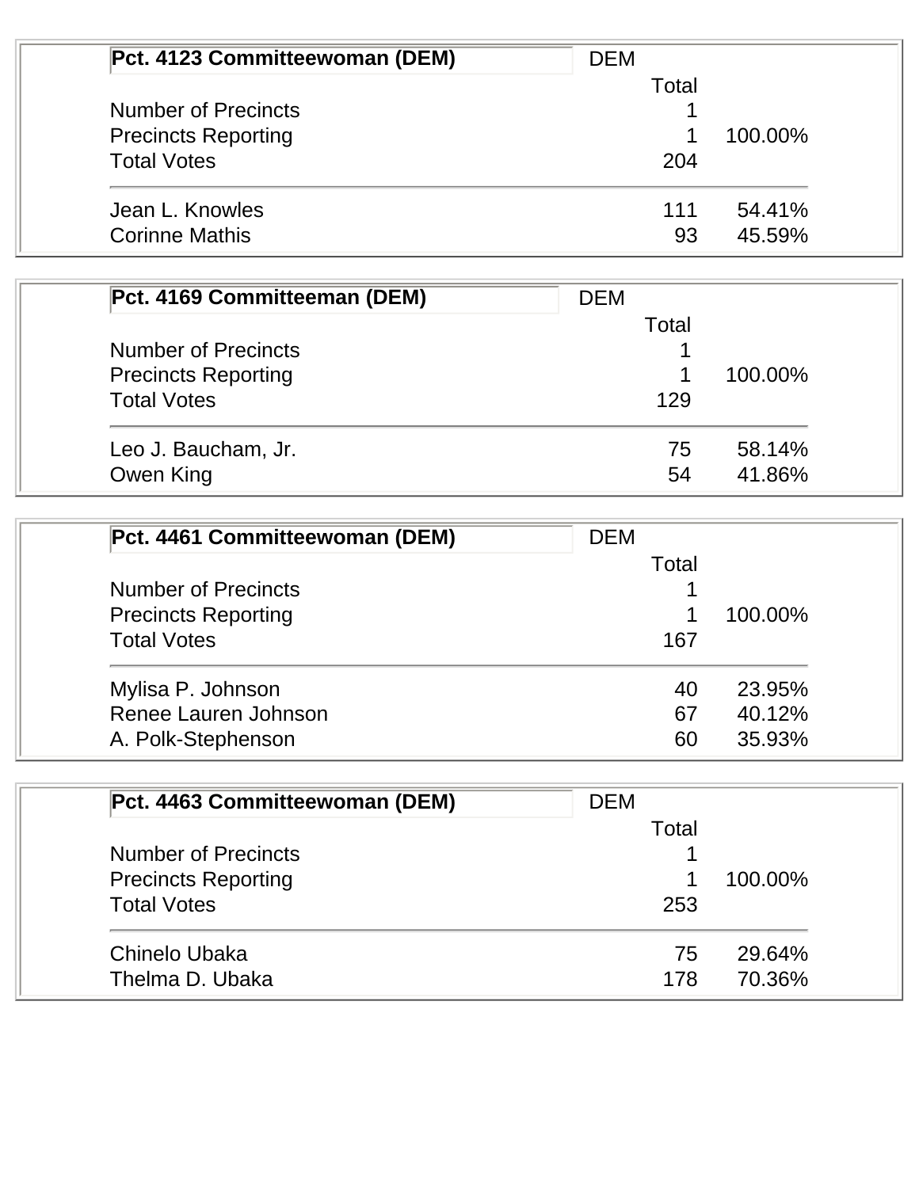| Pct. 4123 Committeewoman (DEM) | DEM | |
|---|---|---|
| | Total | |
| Number of Precincts | 1 | |
| Precincts Reporting | 1 | 100.00% |
| Total Votes | 204 | |
| Jean L. Knowles | 111 | 54.41% |
| Corinne Mathis | 93 | 45.59% |

| Pct. 4169 Committeeman (DEM) | DEM | |
|---|---|---|
| | Total | |
| Number of Precincts | 1 | |
| Precincts Reporting | 1 | 100.00% |
| Total Votes | 129 | |
| Leo J. Baucham, Jr. | 75 | 58.14% |
| Owen King | 54 | 41.86% |

| Pct. 4461 Committeewoman (DEM) | DEM | |
|---|---|---|
| | Total | |
| Number of Precincts | 1 | |
| Precincts Reporting | 1 | 100.00% |
| Total Votes | 167 | |
| Mylisa P. Johnson | 40 | 23.95% |
| Renee Lauren Johnson | 67 | 40.12% |
| A. Polk-Stephenson | 60 | 35.93% |

| Pct. 4463 Committeewoman (DEM) | DEM | |
|---|---|---|
| | Total | |
| Number of Precincts | 1 | |
| Precincts Reporting | 1 | 100.00% |
| Total Votes | 253 | |
| Chinelo Ubaka | 75 | 29.64% |
| Thelma D. Ubaka | 178 | 70.36% |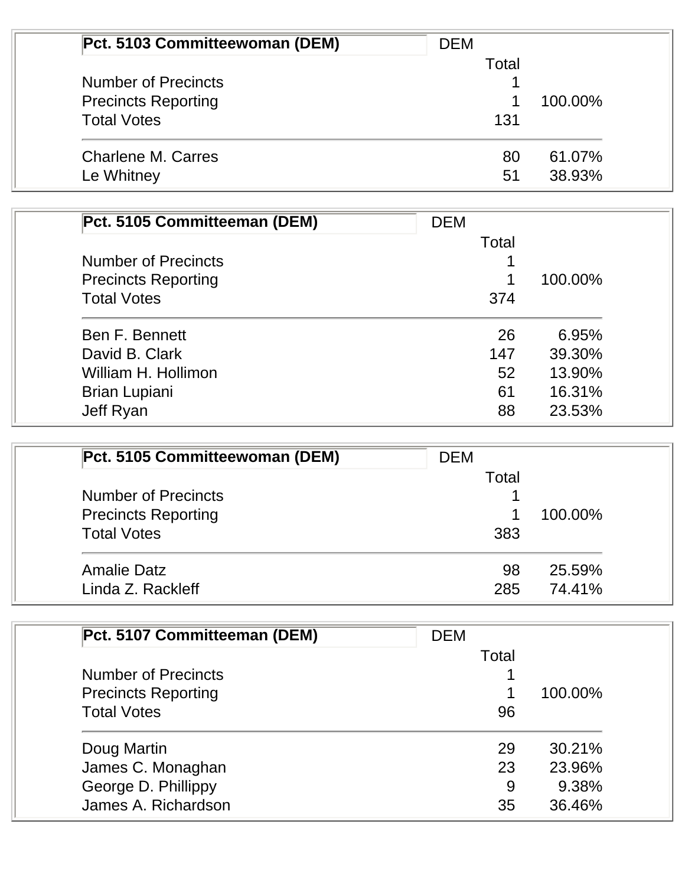| Pct. 5103 Committeewoman (DEM) | DEM | |
|---|---|---|
| | Total | |
| Number of Precincts | 1 | |
| Precincts Reporting | 1 | 100.00% |
| Total Votes | 131 | |
| Charlene M. Carres | 80 | 61.07% |
| Le Whitney | 51 | 38.93% |

| Pct. 5105 Committeeman (DEM) | DEM | |
|---|---|---|
| | Total | |
| Number of Precincts | 1 | |
| Precincts Reporting | 1 | 100.00% |
| Total Votes | 374 | |
| Ben F. Bennett | 26 | 6.95% |
| David B. Clark | 147 | 39.30% |
| William H. Hollimon | 52 | 13.90% |
| Brian Lupiani | 61 | 16.31% |
| Jeff Ryan | 88 | 23.53% |

| Pct. 5105 Committeewoman (DEM) | DEM | |
|---|---|---|
| | Total | |
| Number of Precincts | 1 | |
| Precincts Reporting | 1 | 100.00% |
| Total Votes | 383 | |
| Amalie Datz | 98 | 25.59% |
| Linda Z. Rackleff | 285 | 74.41% |

| Pct. 5107 Committeeman (DEM) | DEM | |
|---|---|---|
| | Total | |
| Number of Precincts | 1 | |
| Precincts Reporting | 1 | 100.00% |
| Total Votes | 96 | |
| Doug Martin | 29 | 30.21% |
| James C. Monaghan | 23 | 23.96% |
| George D. Phillippy | 9 | 9.38% |
| James A. Richardson | 35 | 36.46% |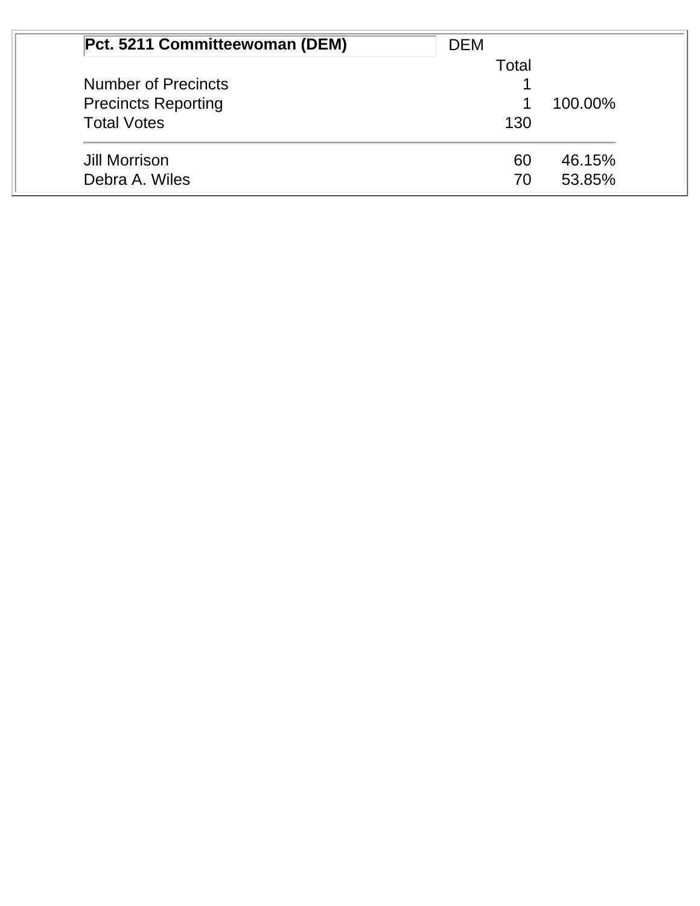| Pct. 5211 Committeewoman (DEM) | DEM | |
|---|---|---|
| | Total | |
| Number of Precincts | 1 | |
| Precincts Reporting | 1 | 100.00% |
| Total Votes | 130 | |
| Jill Morrison | 60 | 46.15% |
| Debra A. Wiles | 70 | 53.85% |